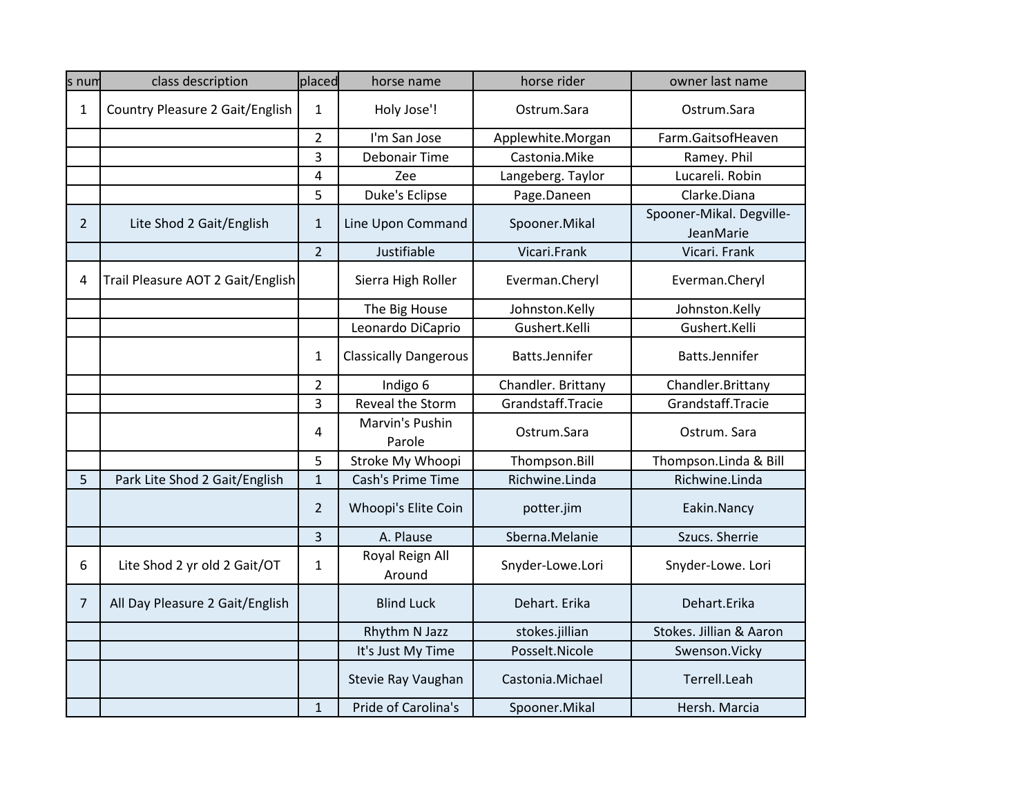| s num | class description | placed | horse name | horse rider | owner last name |
|---|---|---|---|---|---|
| 1 | Country Pleasure 2 Gait/English | 1 | Holy Jose'! | Ostrum.Sara | Ostrum.Sara |
| | | 2 | I'm San Jose | Applewhite.Morgan | Farm.GaitsofHeaven |
| | | 3 | Debonair Time | Castonia.Mike | Ramey. Phil |
| | | 4 | Zee | Langeberg. Taylor | Lucareli. Robin |
| | | 5 | Duke's Eclipse | Page.Daneen | Clarke.Diana |
| 2 | Lite Shod 2 Gait/English | 1 | Line Upon Command | Spooner.Mikal | Spooner-Mikal. Degville-JeanMarie |
| | | 2 | Justifiable | Vicari.Frank | Vicari. Frank |
| 4 | Trail Pleasure AOT 2 Gait/English | | Sierra High Roller | Everman.Cheryl | Everman.Cheryl |
| | | | The Big House | Johnston.Kelly | Johnston.Kelly |
| | | | Leonardo DiCaprio | Gushert.Kelli | Gushert.Kelli |
| | | 1 | Classically Dangerous | Batts.Jennifer | Batts.Jennifer |
| | | 2 | Indigo 6 | Chandler. Brittany | Chandler.Brittany |
| | | 3 | Reveal the Storm | Grandstaff.Tracie | Grandstaff.Tracie |
| | | 4 | Marvin's Pushin Parole | Ostrum.Sara | Ostrum. Sara |
| | | 5 | Stroke My Whoopi | Thompson.Bill | Thompson.Linda & Bill |
| 5 | Park Lite Shod 2 Gait/English | 1 | Cash's Prime Time | Richwine.Linda | Richwine.Linda |
| | | 2 | Whoopi's Elite Coin | potter.jim | Eakin.Nancy |
| | | 3 | A. Plause | Sberna.Melanie | Szucs. Sherrie |
| 6 | Lite Shod 2 yr old 2 Gait/OT | 1 | Royal Reign All Around | Snyder-Lowe.Lori | Snyder-Lowe. Lori |
| 7 | All Day Pleasure 2 Gait/English | | Blind Luck | Dehart. Erika | Dehart.Erika |
| | | | Rhythm N Jazz | stokes.jillian | Stokes. Jillian & Aaron |
| | | | It's Just My Time | Posselt.Nicole | Swenson.Vicky |
| | | | Stevie Ray Vaughan | Castonia.Michael | Terrell.Leah |
| | | 1 | Pride of Carolina's | Spooner.Mikal | Hersh. Marcia |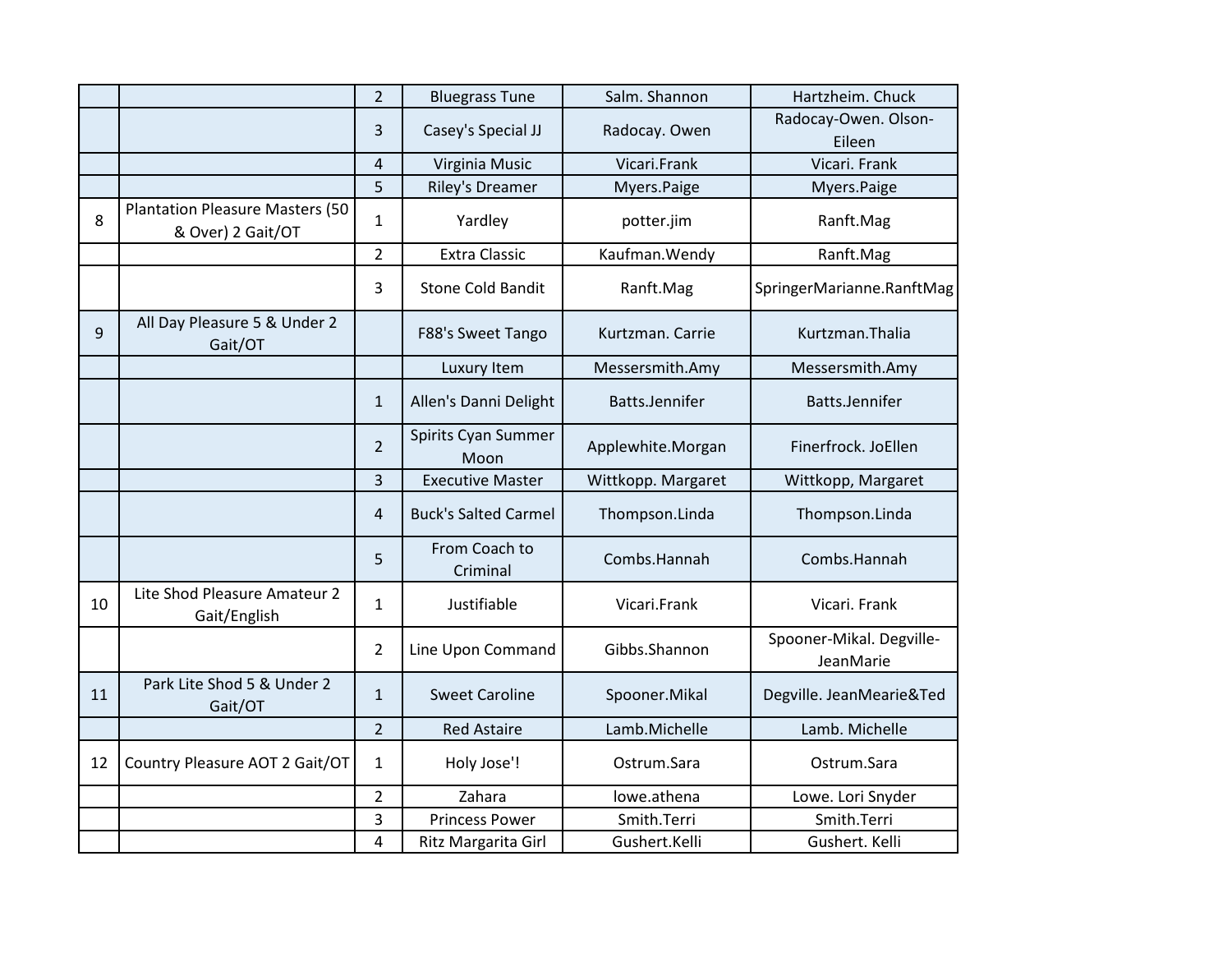| | | | | | |
|---|---|---|---|---|---|
| | | 2 | Bluegrass Tune | Salm. Shannon | Hartzheim. Chuck |
| | | 3 | Casey's Special JJ | Radocay. Owen | Radocay-Owen. Olson-Eileen |
| | | 4 | Virginia Music | Vicari.Frank | Vicari. Frank |
| | | 5 | Riley's Dreamer | Myers.Paige | Myers.Paige |
| 8 | Plantation Pleasure Masters (50 & Over) 2 Gait/OT | 1 | Yardley | potter.jim | Ranft.Mag |
| | | 2 | Extra Classic | Kaufman.Wendy | Ranft.Mag |
| | | 3 | Stone Cold Bandit | Ranft.Mag | SpringerMarianne.RanftMag |
| 9 | All Day Pleasure 5 & Under 2 Gait/OT | | F88's Sweet Tango | Kurtzman. Carrie | Kurtzman.Thalia |
| | | | Luxury Item | Messersmith.Amy | Messersmith.Amy |
| | | 1 | Allen's Danni Delight | Batts.Jennifer | Batts.Jennifer |
| | | 2 | Spirits Cyan Summer Moon | Applewhite.Morgan | Finerfrock. JoEllen |
| | | 3 | Executive Master | Wittkopp. Margaret | Wittkopp, Margaret |
| | | 4 | Buck's Salted Carmel | Thompson.Linda | Thompson.Linda |
| | | 5 | From Coach to Criminal | Combs.Hannah | Combs.Hannah |
| 10 | Lite Shod Pleasure Amateur 2 Gait/English | 1 | Justifiable | Vicari.Frank | Vicari. Frank |
| | | 2 | Line Upon Command | Gibbs.Shannon | Spooner-Mikal. Degville-JeanMarie |
| 11 | Park Lite Shod 5 & Under 2 Gait/OT | 1 | Sweet Caroline | Spooner.Mikal | Degville. JeanMearie&Ted |
| | | 2 | Red Astaire | Lamb.Michelle | Lamb. Michelle |
| 12 | Country Pleasure AOT 2 Gait/OT | 1 | Holy Jose'! | Ostrum.Sara | Ostrum.Sara |
| | | 2 | Zahara | lowe.athena | Lowe. Lori Snyder |
| | | 3 | Princess Power | Smith.Terri | Smith.Terri |
| | | 4 | Ritz Margarita Girl | Gushert.Kelli | Gushert. Kelli |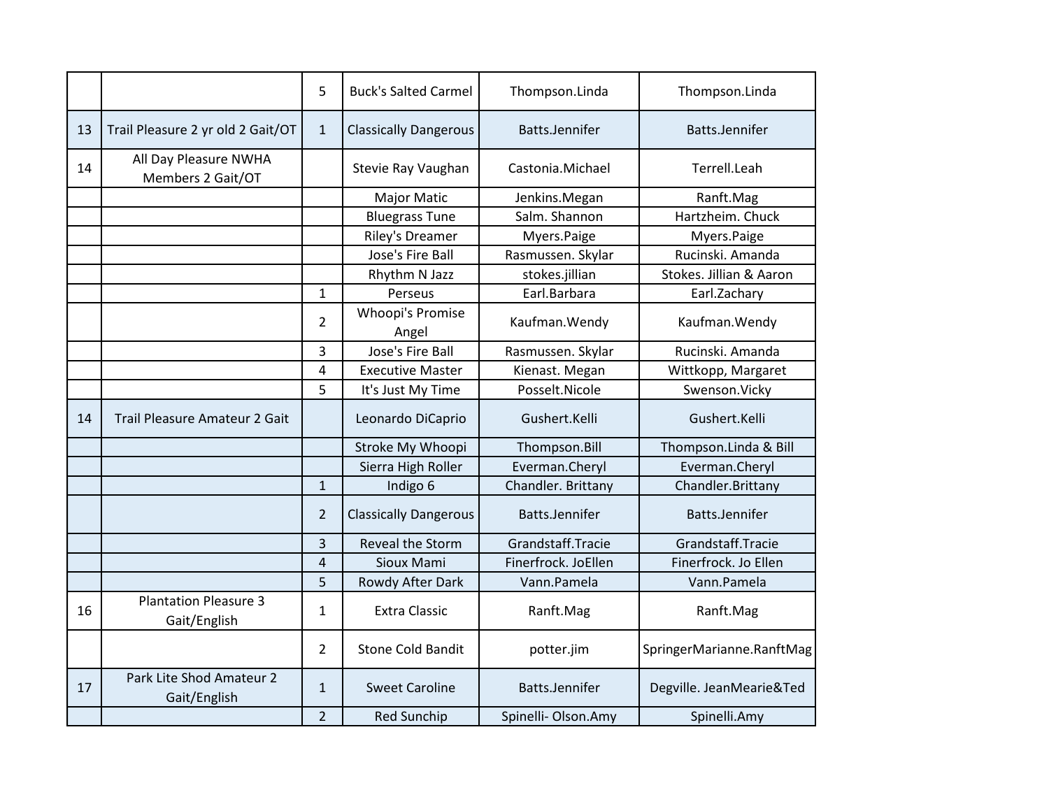| | | | | | |
|---|---|---|---|---|---|
| | | 5 | Buck's Salted Carmel | Thompson.Linda | Thompson.Linda |
| 13 | Trail Pleasure 2 yr old 2 Gait/OT | 1 | Classically Dangerous | Batts.Jennifer | Batts.Jennifer |
| 14 | All Day Pleasure NWHA Members 2 Gait/OT | | Stevie Ray Vaughan | Castonia.Michael | Terrell.Leah |
| | | | Major Matic | Jenkins.Megan | Ranft.Mag |
| | | | Bluegrass Tune | Salm. Shannon | Hartzheim. Chuck |
| | | | Riley's Dreamer | Myers.Paige | Myers.Paige |
| | | | Jose's Fire Ball | Rasmussen. Skylar | Rucinski. Amanda |
| | | | Rhythm N Jazz | stokes.jillian | Stokes. Jillian & Aaron |
| | | 1 | Perseus | Earl.Barbara | Earl.Zachary |
| | | 2 | Whoopi's Promise Angel | Kaufman.Wendy | Kaufman.Wendy |
| | | 3 | Jose's Fire Ball | Rasmussen. Skylar | Rucinski. Amanda |
| | | 4 | Executive Master | Kienast. Megan | Wittkopp, Margaret |
| | | 5 | It's Just My Time | Posselt.Nicole | Swenson.Vicky |
| 14 | Trail Pleasure Amateur 2 Gait | | Leonardo DiCaprio | Gushert.Kelli | Gushert.Kelli |
| | | | Stroke My Whoopi | Thompson.Bill | Thompson.Linda & Bill |
| | | | Sierra High Roller | Everman.Cheryl | Everman.Cheryl |
| | | 1 | Indigo 6 | Chandler. Brittany | Chandler.Brittany |
| | | 2 | Classically Dangerous | Batts.Jennifer | Batts.Jennifer |
| | | 3 | Reveal the Storm | Grandstaff.Tracie | Grandstaff.Tracie |
| | | 4 | Sioux Mami | Finerfrock. JoEllen | Finerfrock. Jo Ellen |
| | | 5 | Rowdy After Dark | Vann.Pamela | Vann.Pamela |
| 16 | Plantation Pleasure 3 Gait/English | 1 | Extra Classic | Ranft.Mag | Ranft.Mag |
| | | 2 | Stone Cold Bandit | potter.jim | SpringerMarianne.RanftMag |
| 17 | Park Lite Shod Amateur 2 Gait/English | 1 | Sweet Caroline | Batts.Jennifer | Degville. JeanMearie&Ted |
| | | 2 | Red Sunchip | Spinelli- Olson.Amy | Spinelli.Amy |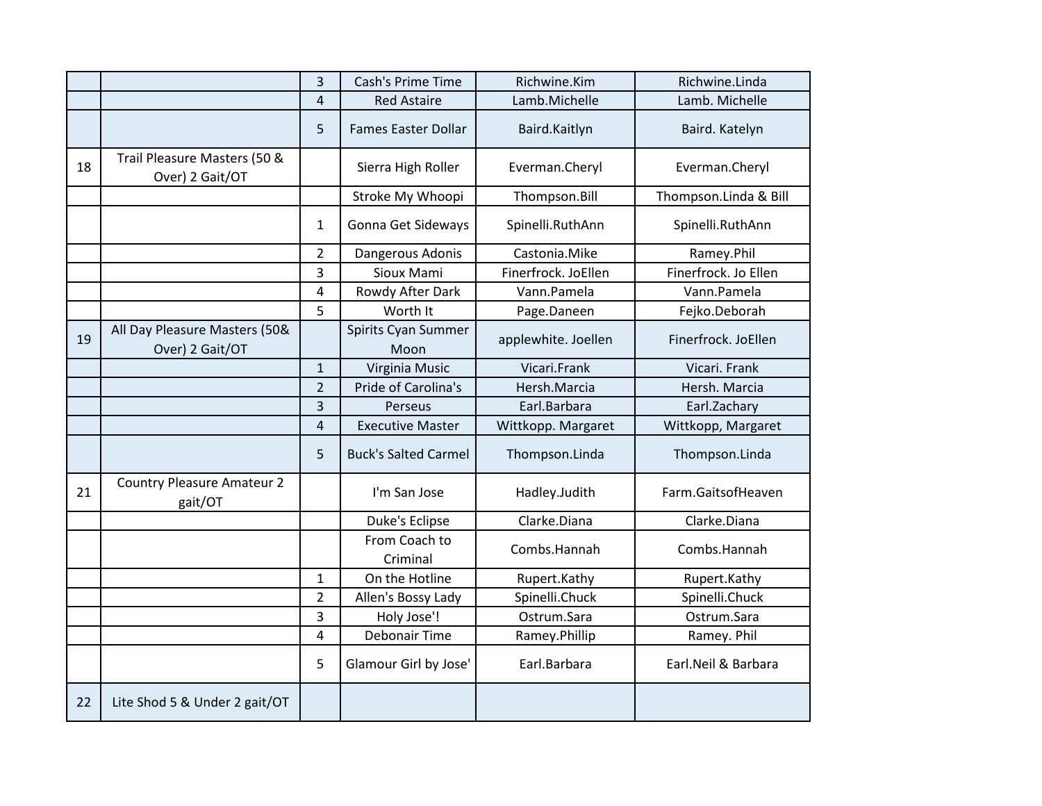| | | | | | |
|---|---|---|---|---|---|
| | | 3 | Cash's Prime Time | Richwine.Kim | Richwine.Linda |
| | | 4 | Red Astaire | Lamb.Michelle | Lamb. Michelle |
| | | 5 | Fames Easter Dollar | Baird.Kaitlyn | Baird. Katelyn |
| 18 | Trail Pleasure Masters (50 & Over) 2 Gait/OT | | Sierra High Roller | Everman.Cheryl | Everman.Cheryl |
| | | | Stroke My Whoopi | Thompson.Bill | Thompson.Linda & Bill |
| | | 1 | Gonna Get Sideways | Spinelli.RuthAnn | Spinelli.RuthAnn |
| | | 2 | Dangerous Adonis | Castonia.Mike | Ramey.Phil |
| | | 3 | Sioux Mami | Finerfrock. JoEllen | Finerfrock. Jo Ellen |
| | | 4 | Rowdy After Dark | Vann.Pamela | Vann.Pamela |
| | | 5 | Worth It | Page.Daneen | Fejko.Deborah |
| 19 | All Day Pleasure Masters (50& Over) 2 Gait/OT | | Spirits Cyan Summer Moon | applewhite. Joellen | Finerfrock. JoEllen |
| | | 1 | Virginia Music | Vicari.Frank | Vicari. Frank |
| | | 2 | Pride of Carolina's | Hersh.Marcia | Hersh. Marcia |
| | | 3 | Perseus | Earl.Barbara | Earl.Zachary |
| | | 4 | Executive Master | Wittkopp. Margaret | Wittkopp, Margaret |
| | | 5 | Buck's Salted Carmel | Thompson.Linda | Thompson.Linda |
| 21 | Country Pleasure Amateur 2 gait/OT | | I'm San Jose | Hadley.Judith | Farm.GaitsofHeaven |
| | | | Duke's Eclipse | Clarke.Diana | Clarke.Diana |
| | | | From Coach to Criminal | Combs.Hannah | Combs.Hannah |
| | | 1 | On the Hotline | Rupert.Kathy | Rupert.Kathy |
| | | 2 | Allen's Bossy Lady | Spinelli.Chuck | Spinelli.Chuck |
| | | 3 | Holy Jose'! | Ostrum.Sara | Ostrum.Sara |
| | | 4 | Debonair Time | Ramey.Phillip | Ramey. Phil |
| | | 5 | Glamour Girl by Jose' | Earl.Barbara | Earl.Neil & Barbara |
| 22 | Lite Shod 5 & Under 2 gait/OT | | | | |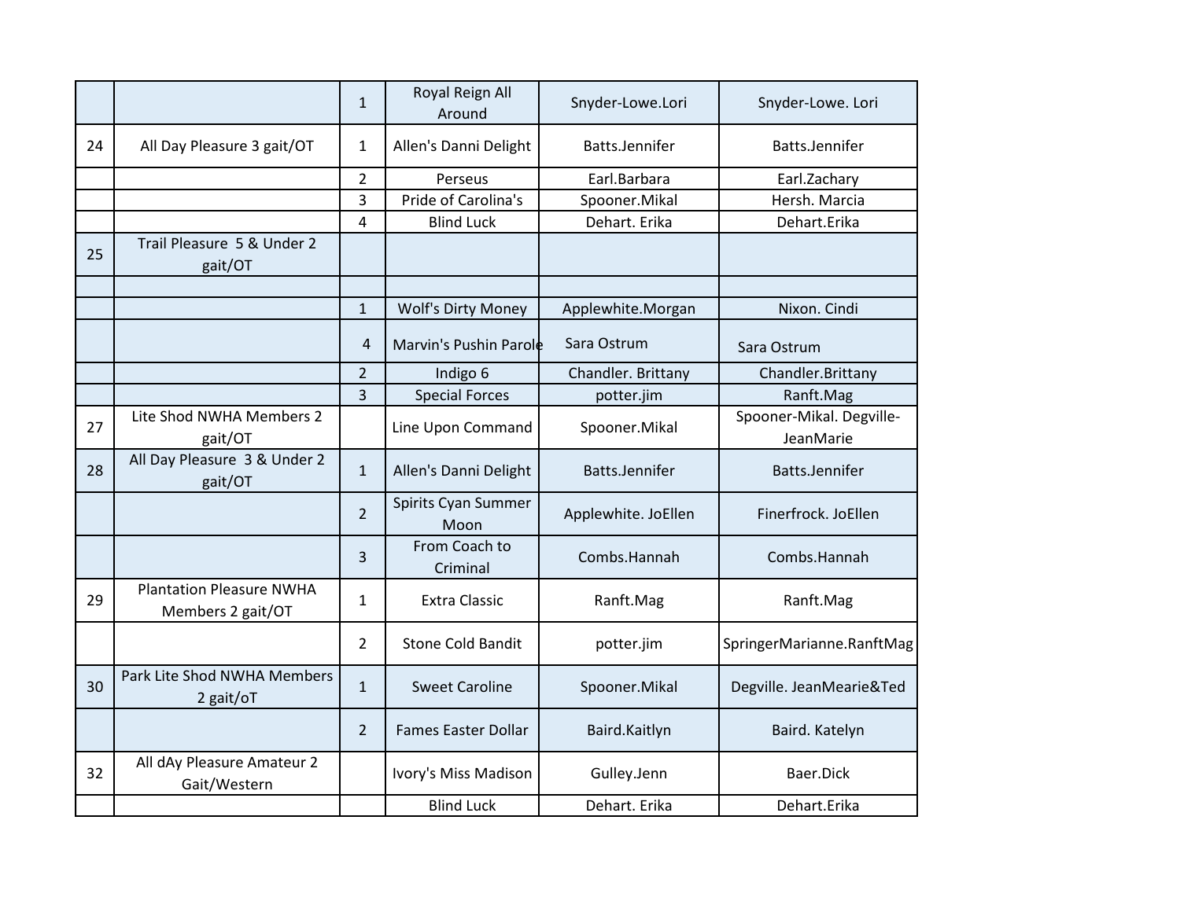| | | | | | |
|---|---|---|---|---|---|
| | | 1 | Royal Reign All Around | Snyder-Lowe.Lori | Snyder-Lowe. Lori |
| 24 | All Day Pleasure 3 gait/OT | 1 | Allen's Danni Delight | Batts.Jennifer | Batts.Jennifer |
| | | 2 | Perseus | Earl.Barbara | Earl.Zachary |
| | | 3 | Pride of Carolina's | Spooner.Mikal | Hersh. Marcia |
| | | 4 | Blind Luck | Dehart. Erika | Dehart.Erika |
| 25 | Trail Pleasure 5 & Under 2 gait/OT | | | | |
| | | | | | |
| | | 1 | Wolf's Dirty Money | Applewhite.Morgan | Nixon. Cindi |
| | | 4 | Marvin's Pushin Parole | Sara Ostrum | Sara Ostrum |
| | | 2 | Indigo 6 | Chandler. Brittany | Chandler.Brittany |
| | | 3 | Special Forces | potter.jim | Ranft.Mag |
| 27 | Lite Shod NWHA Members 2 gait/OT | | Line Upon Command | Spooner.Mikal | Spooner-Mikal. Degville-JeanMarie |
| 28 | All Day Pleasure 3 & Under 2 gait/OT | 1 | Allen's Danni Delight | Batts.Jennifer | Batts.Jennifer |
| | | 2 | Spirits Cyan Summer Moon | Applewhite. JoEllen | Finerfrock. JoEllen |
| | | 3 | From Coach to Criminal | Combs.Hannah | Combs.Hannah |
| 29 | Plantation Pleasure NWHA Members 2 gait/OT | 1 | Extra Classic | Ranft.Mag | Ranft.Mag |
| | | 2 | Stone Cold Bandit | potter.jim | SpringerMarianne.RanftMag |
| 30 | Park Lite Shod NWHA Members 2 gait/oT | 1 | Sweet Caroline | Spooner.Mikal | Degville. JeanMearie&Ted |
| | | 2 | Fames Easter Dollar | Baird.Kaitlyn | Baird. Katelyn |
| 32 | All dAy Pleasure Amateur 2 Gait/Western | | Ivory's Miss Madison | Gulley.Jenn | Baer.Dick |
| | | | Blind Luck | Dehart. Erika | Dehart.Erika |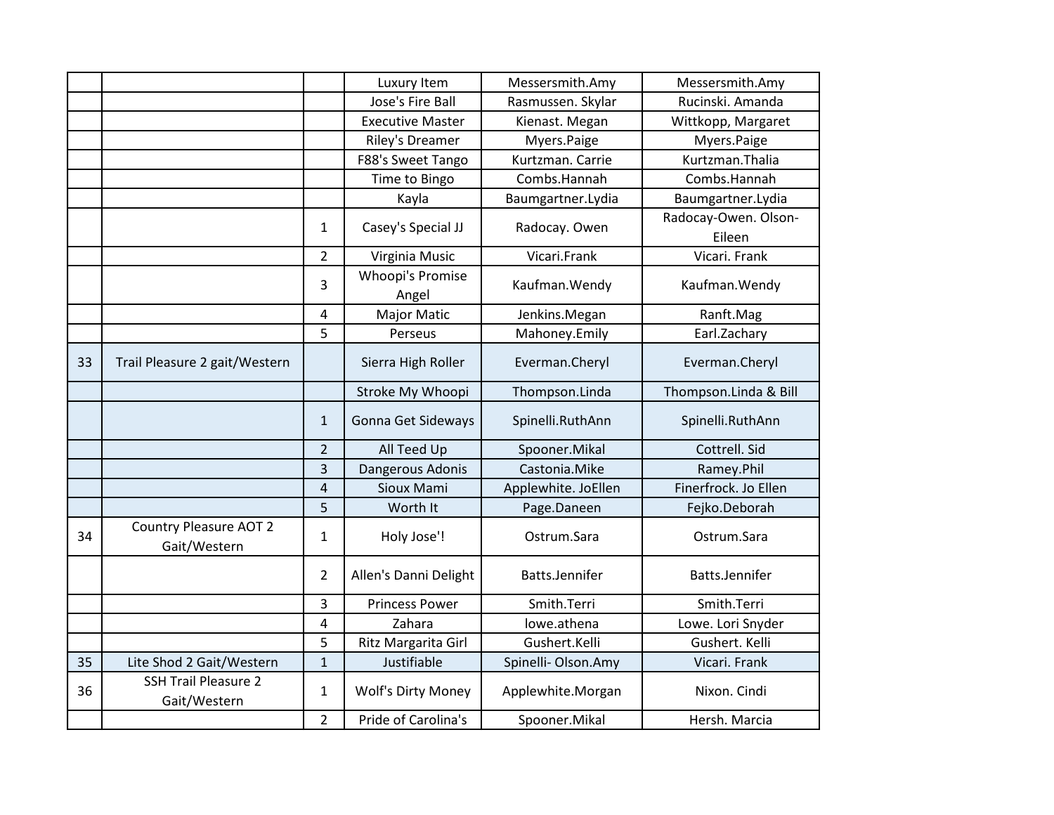| | | | | | |
|---|---|---|---|---|---|
| | | | Luxury Item | Messersmith.Amy | Messersmith.Amy |
| | | | Jose's Fire Ball | Rasmussen. Skylar | Rucinski. Amanda |
| | | | Executive Master | Kienast. Megan | Wittkopp, Margaret |
| | | | Riley's Dreamer | Myers.Paige | Myers.Paige |
| | | | F88's Sweet Tango | Kurtzman. Carrie | Kurtzman.Thalia |
| | | | Time to Bingo | Combs.Hannah | Combs.Hannah |
| | | | Kayla | Baumgartner.Lydia | Baumgartner.Lydia |
| | | 1 | Casey's Special JJ | Radocay. Owen | Radocay-Owen. Olson-Eileen |
| | | 2 | Virginia Music | Vicari.Frank | Vicari. Frank |
| | | 3 | Whoopi's Promise Angel | Kaufman.Wendy | Kaufman.Wendy |
| | | 4 | Major Matic | Jenkins.Megan | Ranft.Mag |
| | | 5 | Perseus | Mahoney.Emily | Earl.Zachary |
| 33 | Trail Pleasure 2 gait/Western | | Sierra High Roller | Everman.Cheryl | Everman.Cheryl |
| | | | Stroke My Whoopi | Thompson.Linda | Thompson.Linda & Bill |
| | | 1 | Gonna Get Sideways | Spinelli.RuthAnn | Spinelli.RuthAnn |
| | | 2 | All Teed Up | Spooner.Mikal | Cottrell. Sid |
| | | 3 | Dangerous Adonis | Castonia.Mike | Ramey.Phil |
| | | 4 | Sioux Mami | Applewhite. JoEllen | Finerfrock. Jo Ellen |
| | | 5 | Worth It | Page.Daneen | Fejko.Deborah |
| 34 | Country Pleasure AOT 2 Gait/Western | 1 | Holy Jose'! | Ostrum.Sara | Ostrum.Sara |
| | | 2 | Allen's Danni Delight | Batts.Jennifer | Batts.Jennifer |
| | | 3 | Princess Power | Smith.Terri | Smith.Terri |
| | | 4 | Zahara | lowe.athena | Lowe. Lori Snyder |
| | | 5 | Ritz Margarita Girl | Gushert.Kelli | Gushert. Kelli |
| 35 | Lite Shod 2 Gait/Western | 1 | Justifiable | Spinelli- Olson.Amy | Vicari. Frank |
| 36 | SSH Trail Pleasure 2 Gait/Western | 1 | Wolf's Dirty Money | Applewhite.Morgan | Nixon. Cindi |
| | | 2 | Pride of Carolina's | Spooner.Mikal | Hersh. Marcia |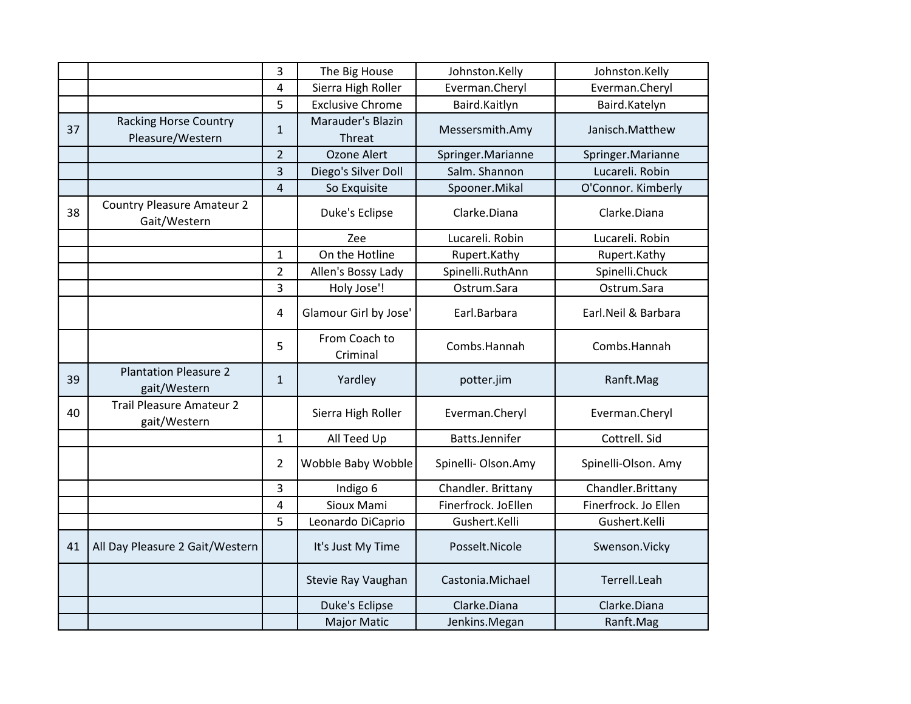| | | | | | |
|---|---|---|---|---|---|
| | | 3 | The Big House | Johnston.Kelly | Johnston.Kelly |
| | | 4 | Sierra High Roller | Everman.Cheryl | Everman.Cheryl |
| | | 5 | Exclusive Chrome | Baird.Kaitlyn | Baird.Katelyn |
| 37 | Racking Horse Country Pleasure/Western | 1 | Marauder's Blazin Threat | Messersmith.Amy | Janisch.Matthew |
| | | 2 | Ozone Alert | Springer.Marianne | Springer.Marianne |
| | | 3 | Diego's Silver Doll | Salm. Shannon | Lucareli. Robin |
| | | 4 | So Exquisite | Spooner.Mikal | O'Connor. Kimberly |
| 38 | Country Pleasure Amateur 2 Gait/Western | | Duke's Eclipse | Clarke.Diana | Clarke.Diana |
| | | | Zee | Lucareli. Robin | Lucareli. Robin |
| | | 1 | On the Hotline | Rupert.Kathy | Rupert.Kathy |
| | | 2 | Allen's Bossy Lady | Spinelli.RuthAnn | Spinelli.Chuck |
| | | 3 | Holy Jose'! | Ostrum.Sara | Ostrum.Sara |
| | | 4 | Glamour Girl by Jose' | Earl.Barbara | Earl.Neil & Barbara |
| | | 5 | From Coach to Criminal | Combs.Hannah | Combs.Hannah |
| 39 | Plantation Pleasure 2 gait/Western | 1 | Yardley | potter.jim | Ranft.Mag |
| 40 | Trail Pleasure Amateur 2 gait/Western | | Sierra High Roller | Everman.Cheryl | Everman.Cheryl |
| | | 1 | All Teed Up | Batts.Jennifer | Cottrell. Sid |
| | | 2 | Wobble Baby Wobble | Spinelli- Olson.Amy | Spinelli-Olson. Amy |
| | | 3 | Indigo 6 | Chandler. Brittany | Chandler.Brittany |
| | | 4 | Sioux Mami | Finerfrock. JoEllen | Finerfrock. Jo Ellen |
| | | 5 | Leonardo DiCaprio | Gushert.Kelli | Gushert.Kelli |
| 41 | All Day Pleasure 2 Gait/Western | | It's Just My Time | Posselt.Nicole | Swenson.Vicky |
| | | | Stevie Ray Vaughan | Castonia.Michael | Terrell.Leah |
| | | | Duke's Eclipse | Clarke.Diana | Clarke.Diana |
| | | | Major Matic | Jenkins.Megan | Ranft.Mag |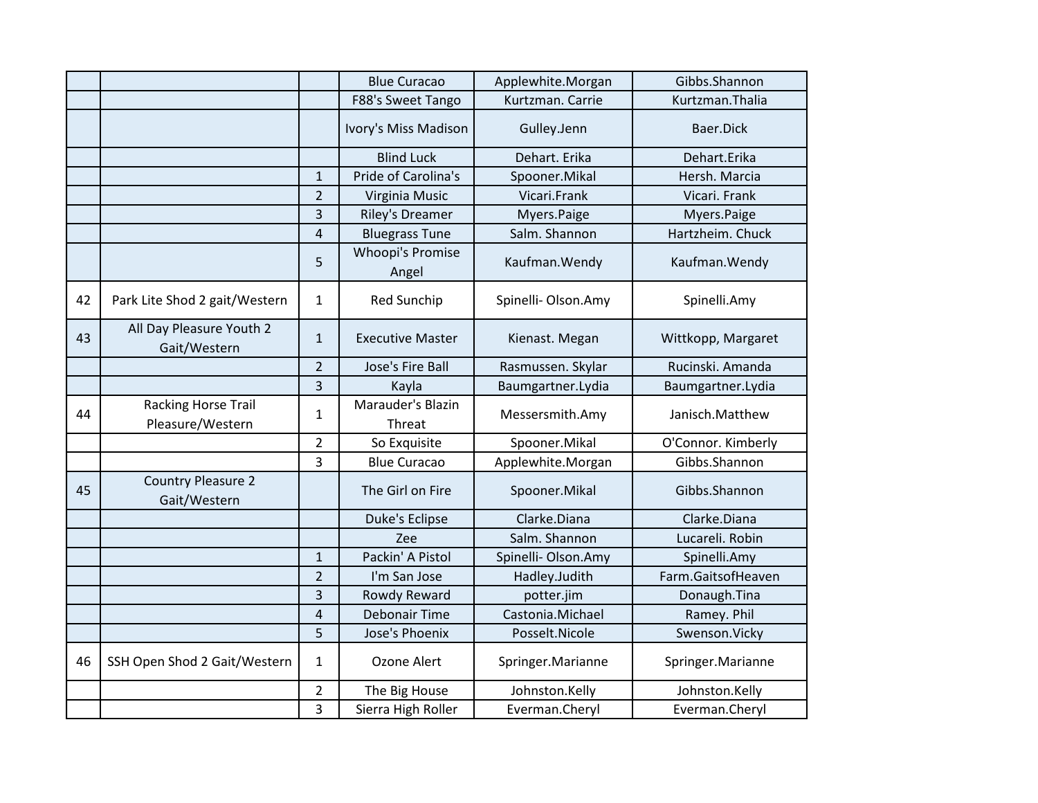| | | | | | |
|---|---|---|---|---|---|
| | | | Blue Curacao | Applewhite.Morgan | Gibbs.Shannon |
| | | | F88's Sweet Tango | Kurtzman. Carrie | Kurtzman.Thalia |
| | | | Ivory's Miss Madison | Gulley.Jenn | Baer.Dick |
| | | | Blind Luck | Dehart. Erika | Dehart.Erika |
| | | 1 | Pride of Carolina's | Spooner.Mikal | Hersh. Marcia |
| | | 2 | Virginia Music | Vicari.Frank | Vicari. Frank |
| | | 3 | Riley's Dreamer | Myers.Paige | Myers.Paige |
| | | 4 | Bluegrass Tune | Salm. Shannon | Hartzheim. Chuck |
| | | 5 | Whoopi's Promise Angel | Kaufman.Wendy | Kaufman.Wendy |
| 42 | Park Lite Shod 2 gait/Western | 1 | Red Sunchip | Spinelli- Olson.Amy | Spinelli.Amy |
| 43 | All Day Pleasure Youth 2 Gait/Western | 1 | Executive Master | Kienast. Megan | Wittkopp, Margaret |
| | | 2 | Jose's Fire Ball | Rasmussen. Skylar | Rucinski. Amanda |
| | | 3 | Kayla | Baumgartner.Lydia | Baumgartner.Lydia |
| 44 | Racking Horse Trail Pleasure/Western | 1 | Marauder's Blazin Threat | Messersmith.Amy | Janisch.Matthew |
| | | 2 | So Exquisite | Spooner.Mikal | O'Connor. Kimberly |
| | | 3 | Blue Curacao | Applewhite.Morgan | Gibbs.Shannon |
| 45 | Country Pleasure 2 Gait/Western | | The Girl on Fire | Spooner.Mikal | Gibbs.Shannon |
| | | | Duke's Eclipse | Clarke.Diana | Clarke.Diana |
| | | | Zee | Salm. Shannon | Lucareli. Robin |
| | | 1 | Packin' A Pistol | Spinelli- Olson.Amy | Spinelli.Amy |
| | | 2 | I'm San Jose | Hadley.Judith | Farm.GaitsofHeaven |
| | | 3 | Rowdy Reward | potter.jim | Donaugh.Tina |
| | | 4 | Debonair Time | Castonia.Michael | Ramey. Phil |
| | | 5 | Jose's Phoenix | Posselt.Nicole | Swenson.Vicky |
| 46 | SSH Open Shod 2 Gait/Western | 1 | Ozone Alert | Springer.Marianne | Springer.Marianne |
| | | 2 | The Big House | Johnston.Kelly | Johnston.Kelly |
| | | 3 | Sierra High Roller | Everman.Cheryl | Everman.Cheryl |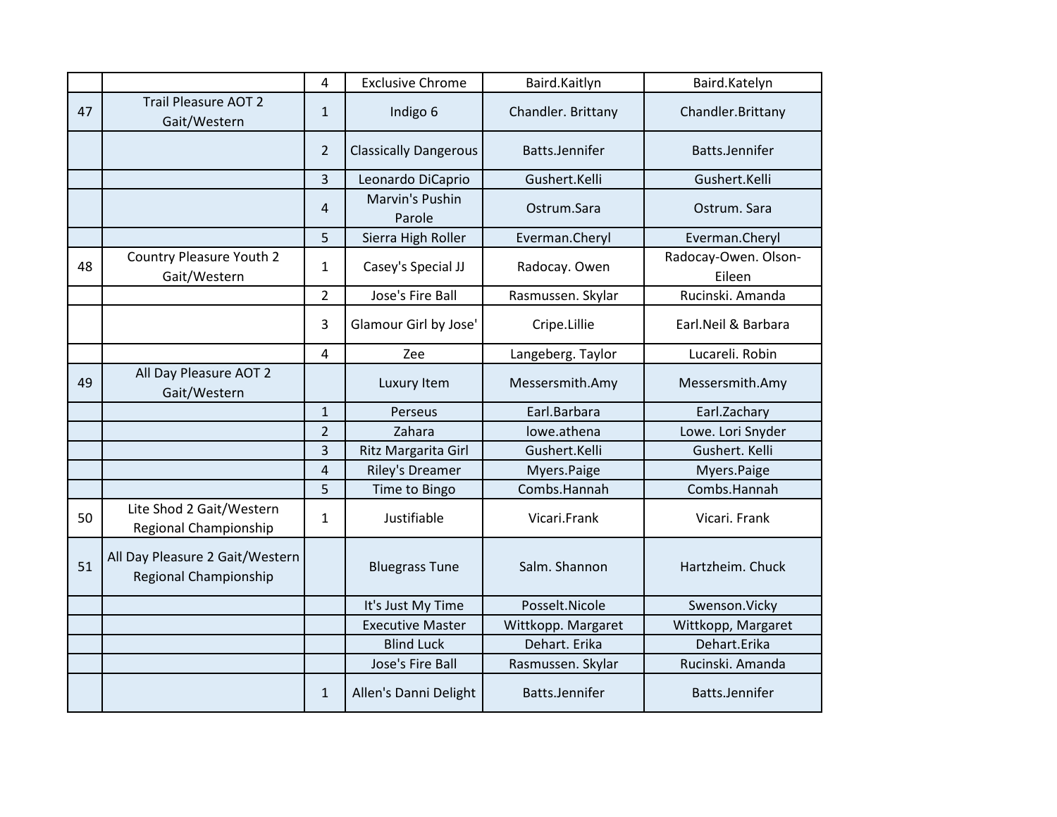| | | | | | |
|---|---|---|---|---|---|
| | | 4 | Exclusive Chrome | Baird.Kaitlyn | Baird.Katelyn |
| 47 | Trail Pleasure AOT 2 Gait/Western | 1 | Indigo 6 | Chandler. Brittany | Chandler.Brittany |
| | | 2 | Classically Dangerous | Batts.Jennifer | Batts.Jennifer |
| | | 3 | Leonardo DiCaprio | Gushert.Kelli | Gushert.Kelli |
| | | 4 | Marvin's Pushin Parole | Ostrum.Sara | Ostrum. Sara |
| | | 5 | Sierra High Roller | Everman.Cheryl | Everman.Cheryl |
| 48 | Country Pleasure Youth 2 Gait/Western | 1 | Casey's Special JJ | Radocay. Owen | Radocay-Owen. Olson-Eileen |
| | | 2 | Jose's Fire Ball | Rasmussen. Skylar | Rucinski. Amanda |
| | | 3 | Glamour Girl by Jose' | Cripe.Lillie | Earl.Neil & Barbara |
| | | 4 | Zee | Langeberg. Taylor | Lucareli. Robin |
| 49 | All Day Pleasure AOT 2 Gait/Western | | Luxury Item | Messersmith.Amy | Messersmith.Amy |
| | | 1 | Perseus | Earl.Barbara | Earl.Zachary |
| | | 2 | Zahara | lowe.athena | Lowe. Lori Snyder |
| | | 3 | Ritz Margarita Girl | Gushert.Kelli | Gushert. Kelli |
| | | 4 | Riley's Dreamer | Myers.Paige | Myers.Paige |
| | | 5 | Time to Bingo | Combs.Hannah | Combs.Hannah |
| 50 | Lite Shod 2 Gait/Western Regional Championship | 1 | Justifiable | Vicari.Frank | Vicari. Frank |
| 51 | All Day Pleasure 2 Gait/Western Regional Championship | | Bluegrass Tune | Salm. Shannon | Hartzheim. Chuck |
| | | | It's Just My Time | Posselt.Nicole | Swenson.Vicky |
| | | | Executive Master | Wittkopp. Margaret | Wittkopp, Margaret |
| | | | Blind Luck | Dehart. Erika | Dehart.Erika |
| | | | Jose's Fire Ball | Rasmussen. Skylar | Rucinski. Amanda |
| | | 1 | Allen's Danni Delight | Batts.Jennifer | Batts.Jennifer |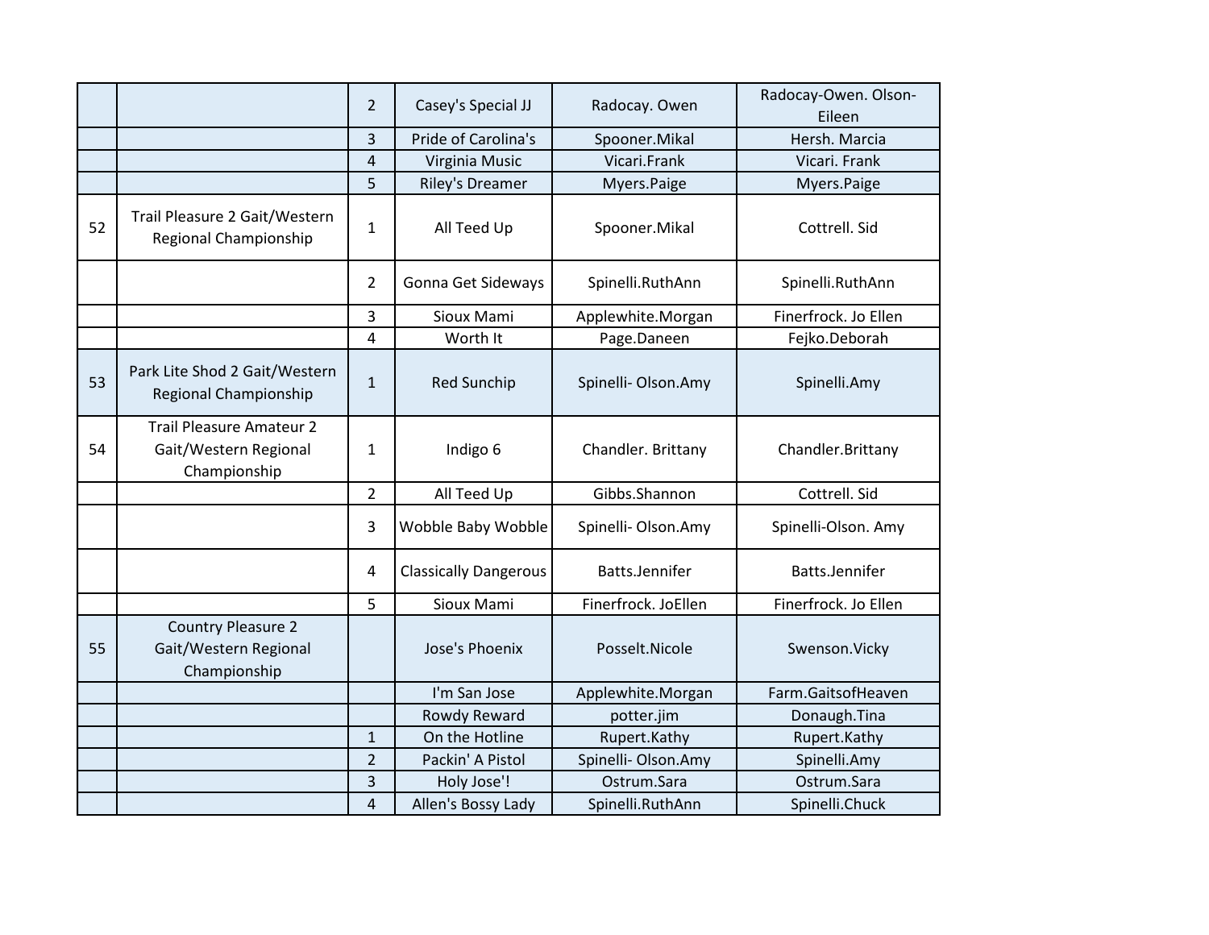| | | | | | |
|---|---|---|---|---|---|
| | | 2 | Casey's Special JJ | Radocay. Owen | Radocay-Owen. Olson-Eileen |
| | | 3 | Pride of Carolina's | Spooner.Mikal | Hersh. Marcia |
| | | 4 | Virginia Music | Vicari.Frank | Vicari. Frank |
| | | 5 | Riley's Dreamer | Myers.Paige | Myers.Paige |
| 52 | Trail Pleasure 2 Gait/Western Regional Championship | 1 | All Teed Up | Spooner.Mikal | Cottrell. Sid |
| | | 2 | Gonna Get Sideways | Spinelli.RuthAnn | Spinelli.RuthAnn |
| | | 3 | Sioux Mami | Applewhite.Morgan | Finerfrock. Jo Ellen |
| | | 4 | Worth It | Page.Daneen | Fejko.Deborah |
| 53 | Park Lite Shod 2 Gait/Western Regional Championship | 1 | Red Sunchip | Spinelli- Olson.Amy | Spinelli.Amy |
| 54 | Trail Pleasure Amateur 2 Gait/Western Regional Championship | 1 | Indigo 6 | Chandler. Brittany | Chandler.Brittany |
| | | 2 | All Teed Up | Gibbs.Shannon | Cottrell. Sid |
| | | 3 | Wobble Baby Wobble | Spinelli- Olson.Amy | Spinelli-Olson. Amy |
| | | 4 | Classically Dangerous | Batts.Jennifer | Batts.Jennifer |
| | | 5 | Sioux Mami | Finerfrock. JoEllen | Finerfrock. Jo Ellen |
| 55 | Country Pleasure 2 Gait/Western Regional Championship | | Jose's Phoenix | Posselt.Nicole | Swenson.Vicky |
| | | | I'm San Jose | Applewhite.Morgan | Farm.GaitsofHeaven |
| | | | Rowdy Reward | potter.jim | Donaugh.Tina |
| | | 1 | On the Hotline | Rupert.Kathy | Rupert.Kathy |
| | | 2 | Packin' A Pistol | Spinelli- Olson.Amy | Spinelli.Amy |
| | | 3 | Holy Jose'! | Ostrum.Sara | Ostrum.Sara |
| | | 4 | Allen's Bossy Lady | Spinelli.RuthAnn | Spinelli.Chuck |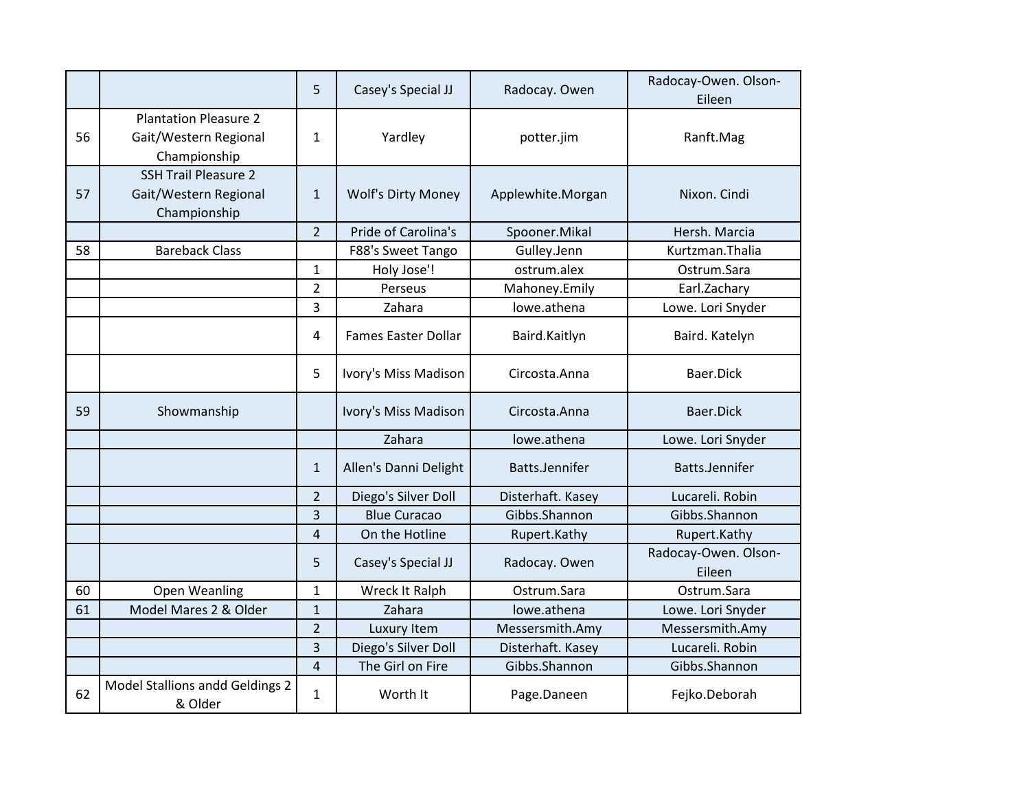|  |  |  |  |  |  |
|---|---|---|---|---|---|
|  |  | 5 | Casey's Special JJ | Radocay. Owen | Radocay-Owen. Olson-Eileen |
| 56 | Plantation Pleasure 2 Gait/Western Regional Championship | 1 | Yardley | potter.jim | Ranft.Mag |
| 57 | SSH Trail Pleasure 2 Gait/Western Regional Championship | 1 | Wolf's Dirty Money | Applewhite.Morgan | Nixon. Cindi |
|  |  | 2 | Pride of Carolina's | Spooner.Mikal | Hersh. Marcia |
| 58 | Bareback Class |  | F88's Sweet Tango | Gulley.Jenn | Kurtzman.Thalia |
|  |  | 1 | Holy Jose'! | ostrum.alex | Ostrum.Sara |
|  |  | 2 | Perseus | Mahoney.Emily | Earl.Zachary |
|  |  | 3 | Zahara | lowe.athena | Lowe. Lori Snyder |
|  |  | 4 | Fames Easter Dollar | Baird.Kaitlyn | Baird. Katelyn |
|  |  | 5 | Ivory's Miss Madison | Circosta.Anna | Baer.Dick |
| 59 | Showmanship |  | Ivory's Miss Madison | Circosta.Anna | Baer.Dick |
|  |  |  | Zahara | lowe.athena | Lowe. Lori Snyder |
|  |  | 1 | Allen's Danni Delight | Batts.Jennifer | Batts.Jennifer |
|  |  | 2 | Diego's Silver Doll | Disterhaft. Kasey | Lucareli. Robin |
|  |  | 3 | Blue Curacao | Gibbs.Shannon | Gibbs.Shannon |
|  |  | 4 | On the Hotline | Rupert.Kathy | Rupert.Kathy |
|  |  | 5 | Casey's Special JJ | Radocay. Owen | Radocay-Owen. Olson-Eileen |
| 60 | Open Weanling | 1 | Wreck It Ralph | Ostrum.Sara | Ostrum.Sara |
| 61 | Model Mares 2 & Older | 1 | Zahara | lowe.athena | Lowe. Lori Snyder |
|  |  | 2 | Luxury Item | Messersmith.Amy | Messersmith.Amy |
|  |  | 3 | Diego's Silver Doll | Disterhaft. Kasey | Lucareli. Robin |
|  |  | 4 | The Girl on Fire | Gibbs.Shannon | Gibbs.Shannon |
| 62 | Model Stallions andd Geldings 2 & Older | 1 | Worth It | Page.Daneen | Fejko.Deborah |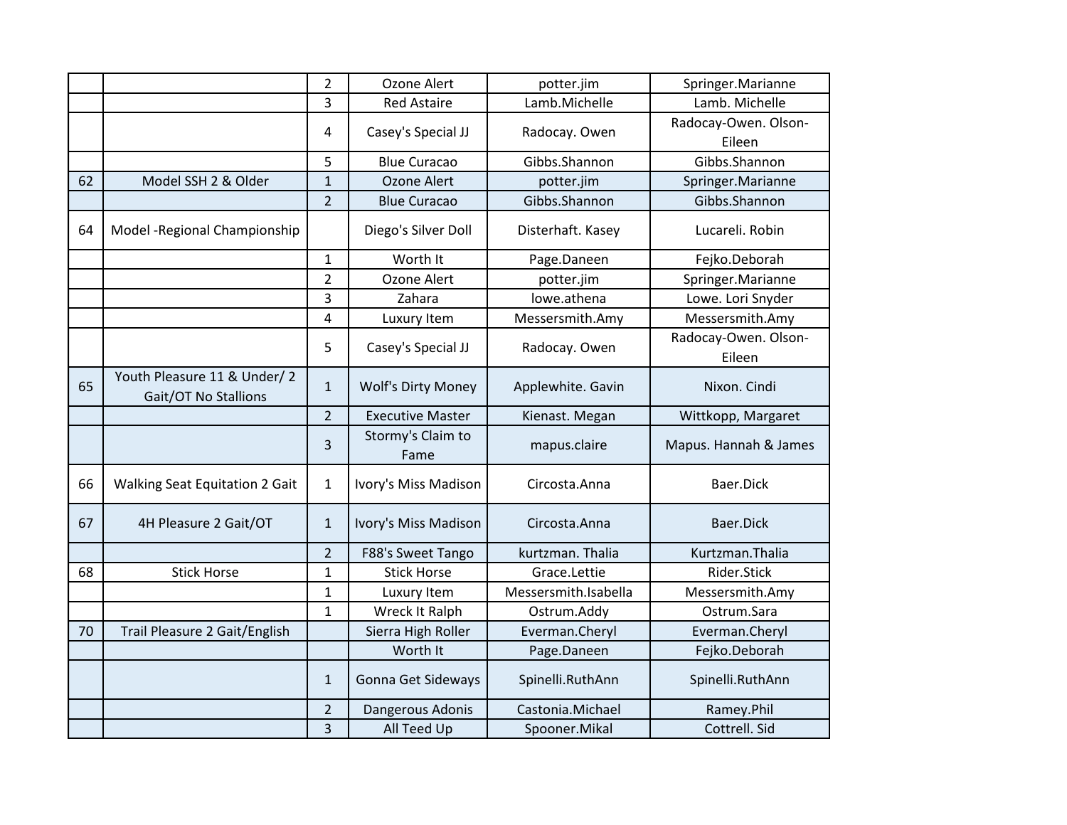| | | | | | |
|---|---|---|---|---|---|
| | | 2 | Ozone Alert | potter.jim | Springer.Marianne |
| | | 3 | Red Astaire | Lamb.Michelle | Lamb. Michelle |
| | | 4 | Casey's Special JJ | Radocay. Owen | Radocay-Owen. Olson-Eileen |
| | | 5 | Blue Curacao | Gibbs.Shannon | Gibbs.Shannon |
| 62 | Model SSH 2 & Older | 1 | Ozone Alert | potter.jim | Springer.Marianne |
| | | 2 | Blue Curacao | Gibbs.Shannon | Gibbs.Shannon |
| 64 | Model -Regional Championship | | Diego's Silver Doll | Disterhaft. Kasey | Lucareli. Robin |
| | | 1 | Worth It | Page.Daneen | Fejko.Deborah |
| | | 2 | Ozone Alert | potter.jim | Springer.Marianne |
| | | 3 | Zahara | lowe.athena | Lowe. Lori Snyder |
| | | 4 | Luxury Item | Messersmith.Amy | Messersmith.Amy |
| | | 5 | Casey's Special JJ | Radocay. Owen | Radocay-Owen. Olson-Eileen |
| 65 | Youth Pleasure 11 & Under/ 2 Gait/OT No Stallions | 1 | Wolf's Dirty Money | Applewhite. Gavin | Nixon. Cindi |
| | | 2 | Executive Master | Kienast. Megan | Wittkopp, Margaret |
| | | 3 | Stormy's Claim to Fame | mapus.claire | Mapus. Hannah & James |
| 66 | Walking Seat Equitation 2 Gait | 1 | Ivory's Miss Madison | Circosta.Anna | Baer.Dick |
| 67 | 4H Pleasure 2 Gait/OT | 1 | Ivory's Miss Madison | Circosta.Anna | Baer.Dick |
| | | 2 | F88's Sweet Tango | kurtzman. Thalia | Kurtzman.Thalia |
| 68 | Stick Horse | 1 | Stick Horse | Grace.Lettie | Rider.Stick |
| | | 1 | Luxury Item | Messersmith.Isabella | Messersmith.Amy |
| | | 1 | Wreck It Ralph | Ostrum.Addy | Ostrum.Sara |
| 70 | Trail Pleasure 2 Gait/English | | Sierra High Roller | Everman.Cheryl | Everman.Cheryl |
| | | | Worth It | Page.Daneen | Fejko.Deborah |
| | | 1 | Gonna Get Sideways | Spinelli.RuthAnn | Spinelli.RuthAnn |
| | | 2 | Dangerous Adonis | Castonia.Michael | Ramey.Phil |
| | | 3 | All Teed Up | Spooner.Mikal | Cottrell. Sid |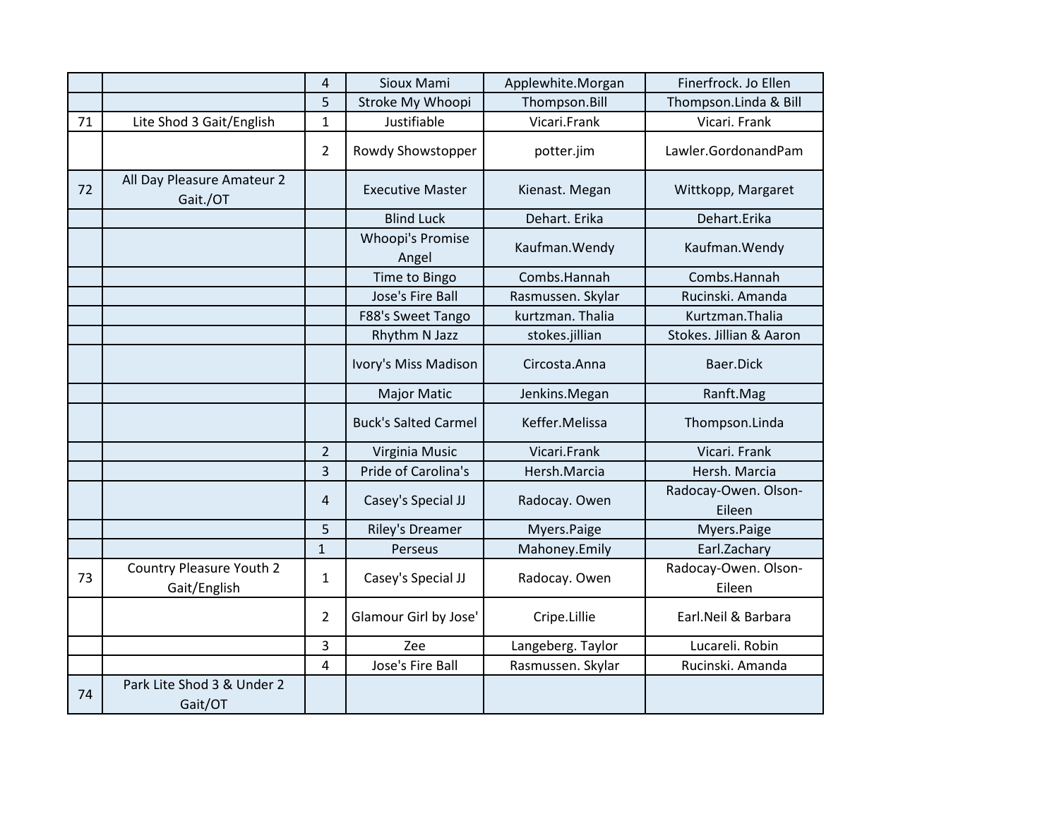| | | | | | |
|---|---|---|---|---|---|
| | | 4 | Sioux Mami | Applewhite.Morgan | Finerfrock. Jo Ellen |
| | | 5 | Stroke My Whoopi | Thompson.Bill | Thompson.Linda & Bill |
| 71 | Lite Shod 3 Gait/English | 1 | Justifiable | Vicari.Frank | Vicari. Frank |
| | | 2 | Rowdy Showstopper | potter.jim | Lawler.GordonandPam |
| 72 | All Day Pleasure Amateur 2 Gait./OT | | Executive Master | Kienast. Megan | Wittkopp, Margaret |
| | | | Blind Luck | Dehart. Erika | Dehart.Erika |
| | | | Whoopi's Promise Angel | Kaufman.Wendy | Kaufman.Wendy |
| | | | Time to Bingo | Combs.Hannah | Combs.Hannah |
| | | | Jose's Fire Ball | Rasmussen. Skylar | Rucinski. Amanda |
| | | | F88's Sweet Tango | kurtzman. Thalia | Kurtzman.Thalia |
| | | | Rhythm N Jazz | stokes.jillian | Stokes. Jillian & Aaron |
| | | | Ivory's Miss Madison | Circosta.Anna | Baer.Dick |
| | | | Major Matic | Jenkins.Megan | Ranft.Mag |
| | | | Buck's Salted Carmel | Keffer.Melissa | Thompson.Linda |
| | | 2 | Virginia Music | Vicari.Frank | Vicari. Frank |
| | | 3 | Pride of Carolina's | Hersh.Marcia | Hersh. Marcia |
| | | 4 | Casey's Special JJ | Radocay. Owen | Radocay-Owen. Olson-Eileen |
| | | 5 | Riley's Dreamer | Myers.Paige | Myers.Paige |
| | | 1 | Perseus | Mahoney.Emily | Earl.Zachary |
| 73 | Country Pleasure Youth 2 Gait/English | 1 | Casey's Special JJ | Radocay. Owen | Radocay-Owen. Olson-Eileen |
| | | 2 | Glamour Girl by Jose' | Cripe.Lillie | Earl.Neil & Barbara |
| | | 3 | Zee | Langeberg. Taylor | Lucareli. Robin |
| | | 4 | Jose's Fire Ball | Rasmussen. Skylar | Rucinski. Amanda |
| 74 | Park Lite Shod 3 & Under 2 Gait/OT | | | | |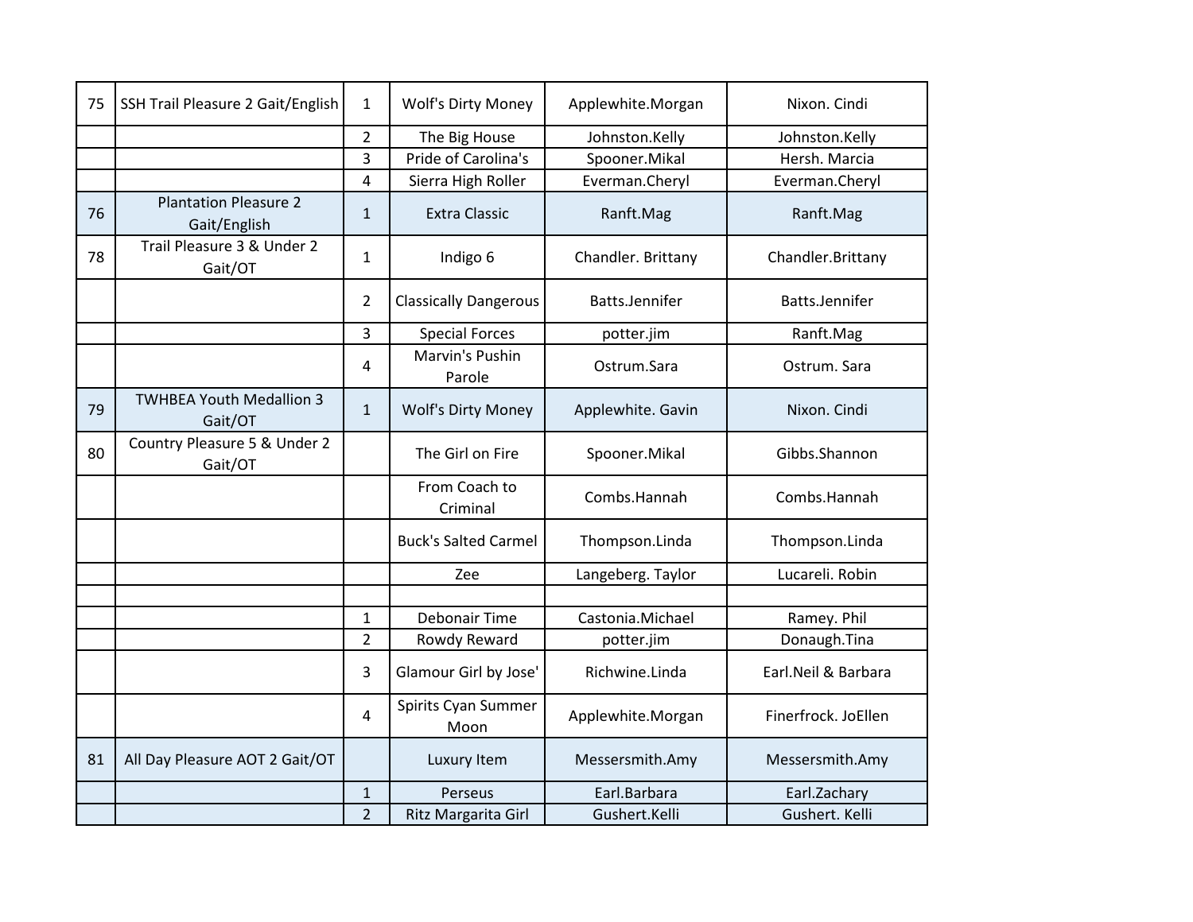| | | | | | |
|---|---|---|---|---|---|
| 75 | SSH Trail Pleasure 2 Gait/English | 1 | Wolf's Dirty Money | Applewhite.Morgan | Nixon. Cindi |
| | | 2 | The Big House | Johnston.Kelly | Johnston.Kelly |
| | | 3 | Pride of Carolina's | Spooner.Mikal | Hersh. Marcia |
| | | 4 | Sierra High Roller | Everman.Cheryl | Everman.Cheryl |
| 76 | Plantation Pleasure 2 Gait/English | 1 | Extra Classic | Ranft.Mag | Ranft.Mag |
| 78 | Trail Pleasure 3 & Under 2 Gait/OT | 1 | Indigo 6 | Chandler. Brittany | Chandler.Brittany |
| | | 2 | Classically Dangerous | Batts.Jennifer | Batts.Jennifer |
| | | 3 | Special Forces | potter.jim | Ranft.Mag |
| | | 4 | Marvin's Pushin Parole | Ostrum.Sara | Ostrum. Sara |
| 79 | TWHBEA Youth Medallion 3 Gait/OT | 1 | Wolf's Dirty Money | Applewhite. Gavin | Nixon. Cindi |
| 80 | Country Pleasure 5 & Under 2 Gait/OT | | The Girl on Fire | Spooner.Mikal | Gibbs.Shannon |
| | | | From Coach to Criminal | Combs.Hannah | Combs.Hannah |
| | | | Buck's Salted Carmel | Thompson.Linda | Thompson.Linda |
| | | | Zee | Langeberg. Taylor | Lucareli. Robin |
| | | | | | |
| | | 1 | Debonair Time | Castonia.Michael | Ramey. Phil |
| | | 2 | Rowdy Reward | potter.jim | Donaugh.Tina |
| | | 3 | Glamour Girl by Jose' | Richwine.Linda | Earl.Neil & Barbara |
| | | 4 | Spirits Cyan Summer Moon | Applewhite.Morgan | Finerfrock. JoEllen |
| 81 | All Day Pleasure AOT 2 Gait/OT | | Luxury Item | Messersmith.Amy | Messersmith.Amy |
| | | 1 | Perseus | Earl.Barbara | Earl.Zachary |
| | | 2 | Ritz Margarita Girl | Gushert.Kelli | Gushert. Kelli |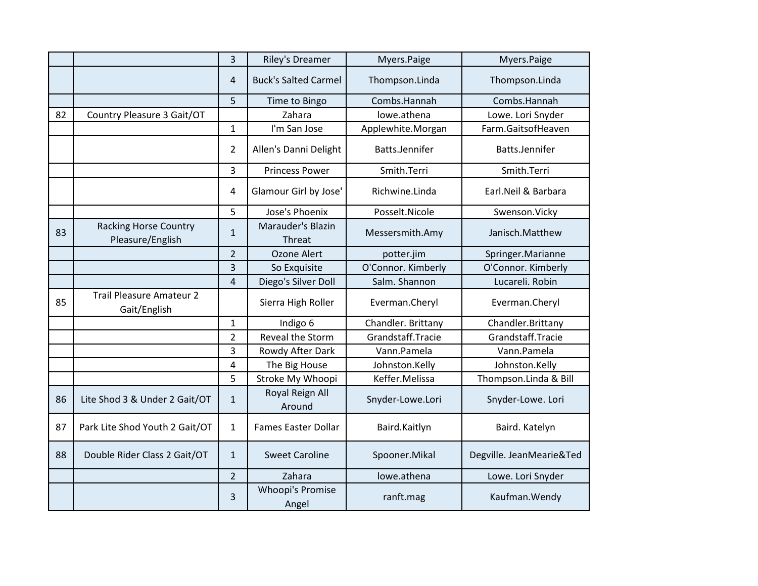| | | | | | |
|---|---|---|---|---|---|
| | | 3 | Riley's Dreamer | Myers.Paige | Myers.Paige |
| | | 4 | Buck's Salted Carmel | Thompson.Linda | Thompson.Linda |
| | | 5 | Time to Bingo | Combs.Hannah | Combs.Hannah |
| 82 | Country Pleasure 3 Gait/OT | | Zahara | lowe.athena | Lowe. Lori Snyder |
| | | 1 | I'm San Jose | Applewhite.Morgan | Farm.GaitsofHeaven |
| | | 2 | Allen's Danni Delight | Batts.Jennifer | Batts.Jennifer |
| | | 3 | Princess Power | Smith.Terri | Smith.Terri |
| | | 4 | Glamour Girl by Jose' | Richwine.Linda | Earl.Neil & Barbara |
| | | 5 | Jose's Phoenix | Posselt.Nicole | Swenson.Vicky |
| 83 | Racking Horse Country Pleasure/English | 1 | Marauder's Blazin Threat | Messersmith.Amy | Janisch.Matthew |
| | | 2 | Ozone Alert | potter.jim | Springer.Marianne |
| | | 3 | So Exquisite | O'Connor. Kimberly | O'Connor. Kimberly |
| | | 4 | Diego's Silver Doll | Salm. Shannon | Lucareli. Robin |
| 85 | Trail Pleasure Amateur 2 Gait/English | | Sierra High Roller | Everman.Cheryl | Everman.Cheryl |
| | | 1 | Indigo 6 | Chandler. Brittany | Chandler.Brittany |
| | | 2 | Reveal the Storm | Grandstaff.Tracie | Grandstaff.Tracie |
| | | 3 | Rowdy After Dark | Vann.Pamela | Vann.Pamela |
| | | 4 | The Big House | Johnston.Kelly | Johnston.Kelly |
| | | 5 | Stroke My Whoopi | Keffer.Melissa | Thompson.Linda & Bill |
| 86 | Lite Shod 3 & Under 2 Gait/OT | 1 | Royal Reign All Around | Snyder-Lowe.Lori | Snyder-Lowe. Lori |
| 87 | Park Lite Shod Youth 2 Gait/OT | 1 | Fames Easter Dollar | Baird.Kaitlyn | Baird. Katelyn |
| 88 | Double Rider Class 2 Gait/OT | 1 | Sweet Caroline | Spooner.Mikal | Degville. JeanMearie&Ted |
| | | 2 | Zahara | lowe.athena | Lowe. Lori Snyder |
| | | 3 | Whoopi's Promise Angel | ranft.mag | Kaufman.Wendy |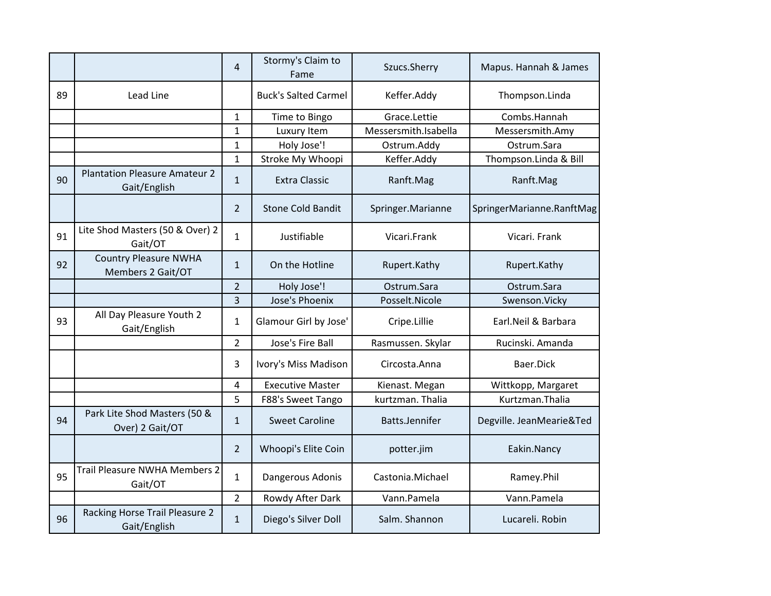| | | | | | |
|---|---|---|---|---|---|
| | | 4 | Stormy's Claim to Fame | Szucs.Sherry | Mapus. Hannah & James |
| 89 | Lead Line | | Buck's Salted Carmel | Keffer.Addy | Thompson.Linda |
| | | 1 | Time to Bingo | Grace.Lettie | Combs.Hannah |
| | | 1 | Luxury Item | Messersmith.Isabella | Messersmith.Amy |
| | | 1 | Holy Jose'! | Ostrum.Addy | Ostrum.Sara |
| | | 1 | Stroke My Whoopi | Keffer.Addy | Thompson.Linda & Bill |
| 90 | Plantation Pleasure Amateur 2 Gait/English | 1 | Extra Classic | Ranft.Mag | Ranft.Mag |
| | | 2 | Stone Cold Bandit | Springer.Marianne | SpringerMarianne.RanftMag |
| 91 | Lite Shod Masters (50 & Over) 2 Gait/OT | 1 | Justifiable | Vicari.Frank | Vicari. Frank |
| 92 | Country Pleasure NWHA Members 2 Gait/OT | 1 | On the Hotline | Rupert.Kathy | Rupert.Kathy |
| | | 2 | Holy Jose'! | Ostrum.Sara | Ostrum.Sara |
| | | 3 | Jose's Phoenix | Posselt.Nicole | Swenson.Vicky |
| 93 | All Day Pleasure Youth 2 Gait/English | 1 | Glamour Girl by Jose' | Cripe.Lillie | Earl.Neil & Barbara |
| | | 2 | Jose's Fire Ball | Rasmussen. Skylar | Rucinski. Amanda |
| | | 3 | Ivory's Miss Madison | Circosta.Anna | Baer.Dick |
| | | 4 | Executive Master | Kienast. Megan | Wittkopp, Margaret |
| | | 5 | F88's Sweet Tango | kurtzman. Thalia | Kurtzman.Thalia |
| 94 | Park Lite Shod Masters (50 & Over) 2 Gait/OT | 1 | Sweet Caroline | Batts.Jennifer | Degville. JeanMearie&Ted |
| | | 2 | Whoopi's Elite Coin | potter.jim | Eakin.Nancy |
| 95 | Trail Pleasure NWHA Members 2 Gait/OT | 1 | Dangerous Adonis | Castonia.Michael | Ramey.Phil |
| | | 2 | Rowdy After Dark | Vann.Pamela | Vann.Pamela |
| 96 | Racking Horse Trail Pleasure 2 Gait/English | 1 | Diego's Silver Doll | Salm. Shannon | Lucareli. Robin |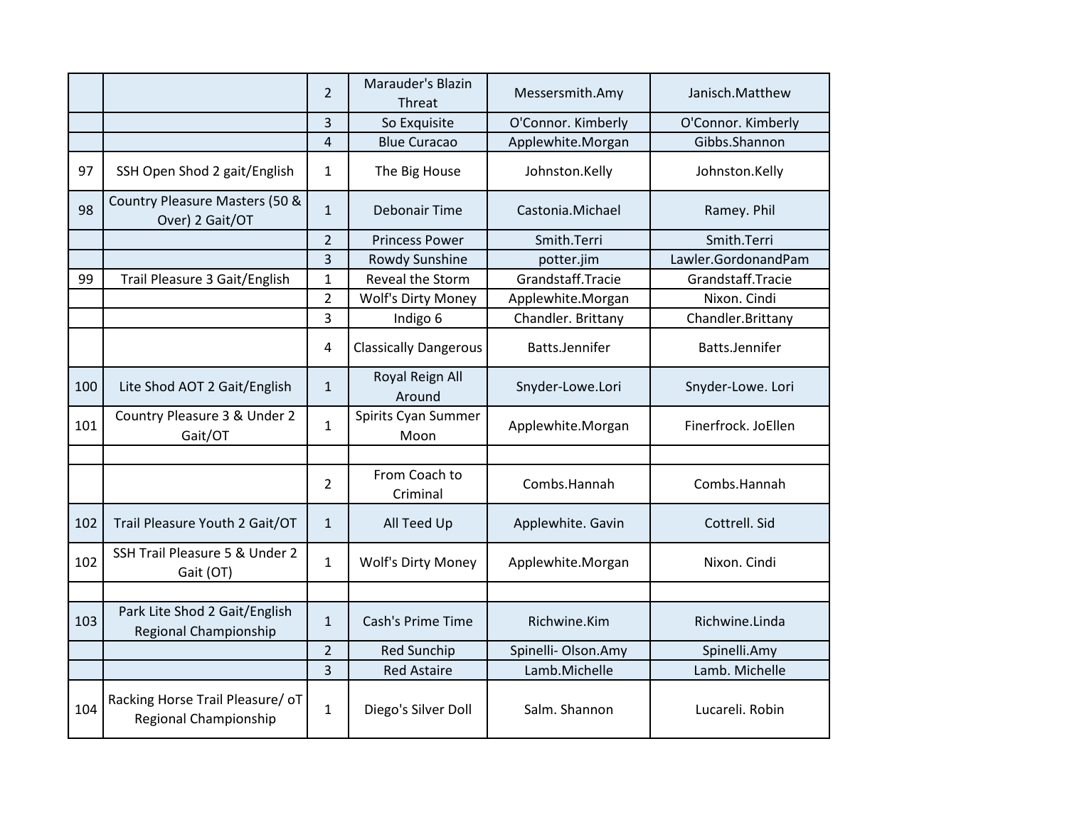| | | | | | |
|---|---|---|---|---|---|
| | | 2 | Marauder's Blazin Threat | Messersmith.Amy | Janisch.Matthew |
| | | 3 | So Exquisite | O'Connor. Kimberly | O'Connor. Kimberly |
| | | 4 | Blue Curacao | Applewhite.Morgan | Gibbs.Shannon |
| 97 | SSH Open Shod 2 gait/English | 1 | The Big House | Johnston.Kelly | Johnston.Kelly |
| 98 | Country Pleasure Masters (50 & Over) 2 Gait/OT | 1 | Debonair Time | Castonia.Michael | Ramey. Phil |
| | | 2 | Princess Power | Smith.Terri | Smith.Terri |
| | | 3 | Rowdy Sunshine | potter.jim | Lawler.GordonandPam |
| 99 | Trail Pleasure 3 Gait/English | 1 | Reveal the Storm | Grandstaff.Tracie | Grandstaff.Tracie |
| | | 2 | Wolf's Dirty Money | Applewhite.Morgan | Nixon. Cindi |
| | | 3 | Indigo 6 | Chandler. Brittany | Chandler.Brittany |
| | | 4 | Classically Dangerous | Batts.Jennifer | Batts.Jennifer |
| 100 | Lite Shod AOT 2 Gait/English | 1 | Royal Reign All Around | Snyder-Lowe.Lori | Snyder-Lowe. Lori |
| 101 | Country Pleasure 3 & Under 2 Gait/OT | 1 | Spirits Cyan Summer Moon | Applewhite.Morgan | Finerfrock. JoEllen |
| | | | | | |
| | | 2 | From Coach to Criminal | Combs.Hannah | Combs.Hannah |
| 102 | Trail Pleasure Youth 2 Gait/OT | 1 | All Teed Up | Applewhite. Gavin | Cottrell. Sid |
| 102 | SSH Trail Pleasure 5 & Under 2 Gait (OT) | 1 | Wolf's Dirty Money | Applewhite.Morgan | Nixon. Cindi |
| | | | | | |
| 103 | Park Lite Shod 2 Gait/English Regional Championship | 1 | Cash's Prime Time | Richwine.Kim | Richwine.Linda |
| | | 2 | Red Sunchip | Spinelli- Olson.Amy | Spinelli.Amy |
| | | 3 | Red Astaire | Lamb.Michelle | Lamb. Michelle |
| 104 | Racking Horse Trail Pleasure/ oT Regional Championship | 1 | Diego's Silver Doll | Salm. Shannon | Lucareli. Robin |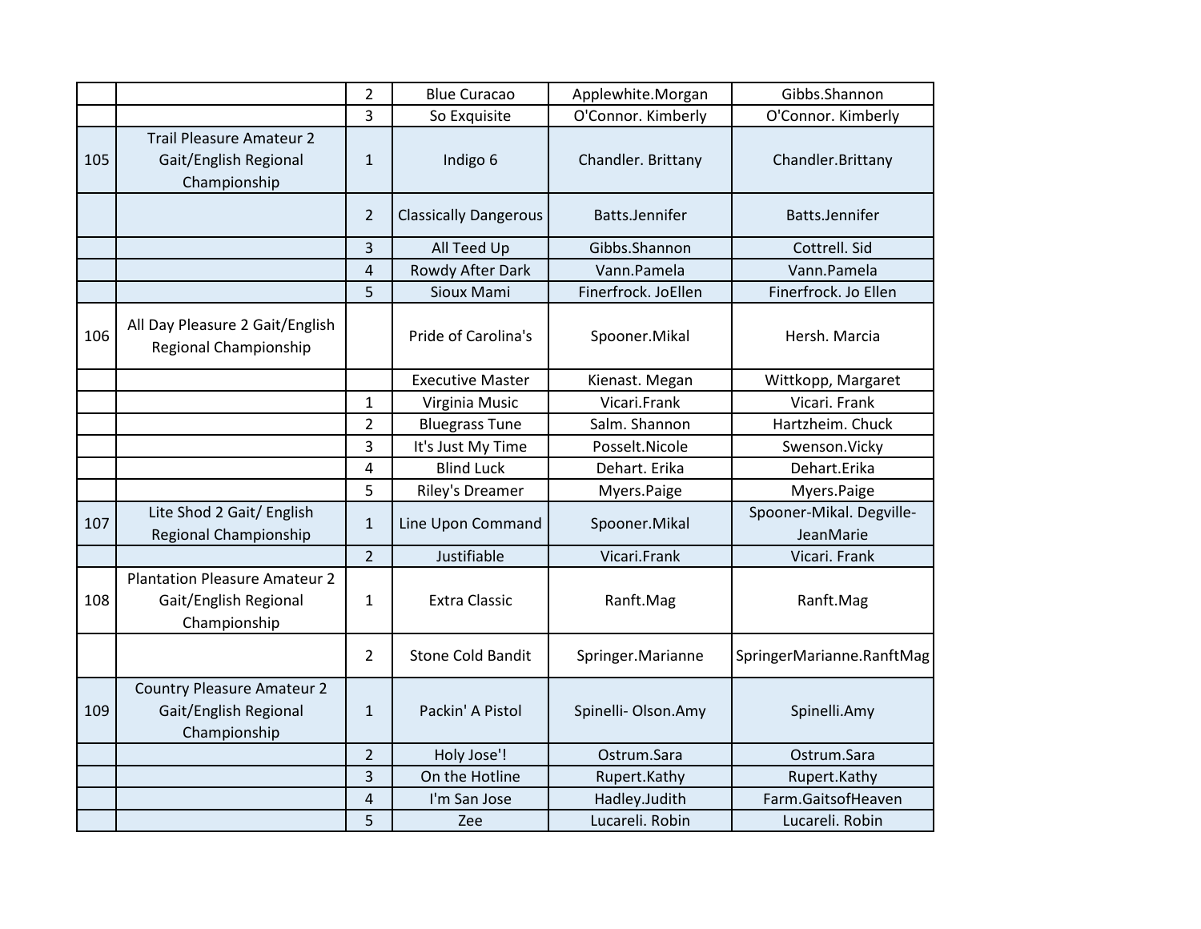| | | | | | |
|---|---|---|---|---|---|
| | | 2 | Blue Curacao | Applewhite.Morgan | Gibbs.Shannon |
| | | 3 | So Exquisite | O'Connor. Kimberly | O'Connor. Kimberly |
| 105 | Trail Pleasure Amateur 2 Gait/English Regional Championship | 1 | Indigo 6 | Chandler. Brittany | Chandler.Brittany |
| | | 2 | Classically Dangerous | Batts.Jennifer | Batts.Jennifer |
| | | 3 | All Teed Up | Gibbs.Shannon | Cottrell. Sid |
| | | 4 | Rowdy After Dark | Vann.Pamela | Vann.Pamela |
| | | 5 | Sioux Mami | Finerfrock. JoEllen | Finerfrock. Jo Ellen |
| 106 | All Day Pleasure 2 Gait/English Regional Championship | | Pride of Carolina's | Spooner.Mikal | Hersh. Marcia |
| | | | Executive Master | Kienast. Megan | Wittkopp, Margaret |
| | | 1 | Virginia Music | Vicari.Frank | Vicari. Frank |
| | | 2 | Bluegrass Tune | Salm. Shannon | Hartzheim. Chuck |
| | | 3 | It's Just My Time | Posselt.Nicole | Swenson.Vicky |
| | | 4 | Blind Luck | Dehart. Erika | Dehart.Erika |
| | | 5 | Riley's Dreamer | Myers.Paige | Myers.Paige |
| 107 | Lite Shod 2 Gait/ English Regional Championship | 1 | Line Upon Command | Spooner.Mikal | Spooner-Mikal. Degville-JeanMarie |
| | | 2 | Justifiable | Vicari.Frank | Vicari. Frank |
| 108 | Plantation Pleasure Amateur 2 Gait/English Regional Championship | 1 | Extra Classic | Ranft.Mag | Ranft.Mag |
| | | 2 | Stone Cold Bandit | Springer.Marianne | SpringerMarianne.RanftMag |
| 109 | Country Pleasure Amateur 2 Gait/English Regional Championship | 1 | Packin' A Pistol | Spinelli- Olson.Amy | Spinelli.Amy |
| | | 2 | Holy Jose'! | Ostrum.Sara | Ostrum.Sara |
| | | 3 | On the Hotline | Rupert.Kathy | Rupert.Kathy |
| | | 4 | I'm San Jose | Hadley.Judith | Farm.GaitsofHeaven |
| | | 5 | Zee | Lucareli. Robin | Lucareli. Robin |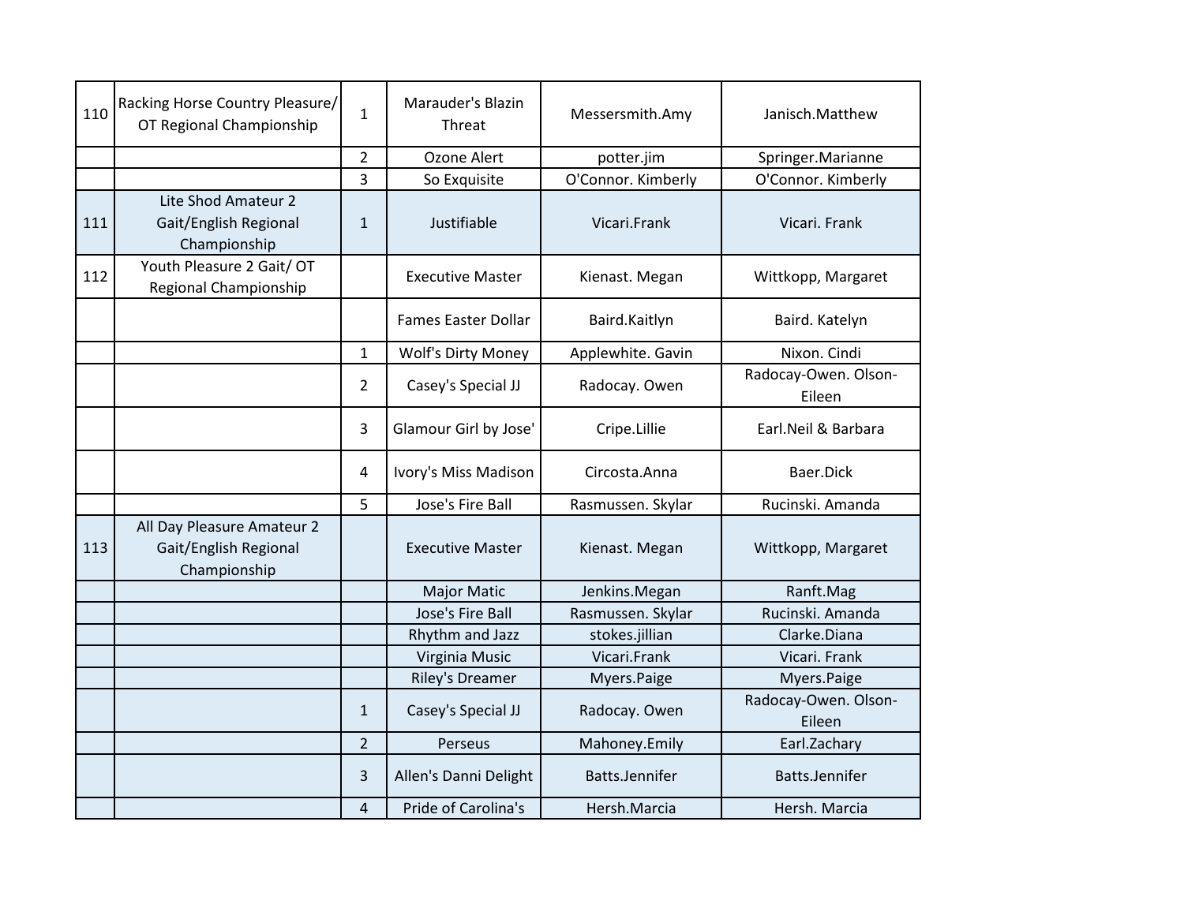| 110 | Racking Horse Country Pleasure/ OT Regional Championship | 1 | Marauder's Blazin Threat | Messersmith.Amy | Janisch.Matthew |
|---|---|---|---|---|---|
| | | 2 | Ozone Alert | potter.jim | Springer.Marianne |
| | | 3 | So Exquisite | O'Connor. Kimberly | O'Connor. Kimberly |
| 111 | Lite Shod Amateur 2 Gait/English Regional Championship | 1 | Justifiable | Vicari.Frank | Vicari. Frank |
| 112 | Youth Pleasure 2 Gait/ OT Regional Championship | | Executive Master | Kienast. Megan | Wittkopp, Margaret |
| | | | Fames Easter Dollar | Baird.Kaitlyn | Baird. Katelyn |
| | | 1 | Wolf's Dirty Money | Applewhite. Gavin | Nixon. Cindi |
| | | 2 | Casey's Special JJ | Radocay. Owen | Radocay-Owen. Olson-Eileen |
| | | 3 | Glamour Girl by Jose' | Cripe.Lillie | Earl.Neil & Barbara |
| | | 4 | Ivory's Miss Madison | Circosta.Anna | Baer.Dick |
| | | 5 | Jose's Fire Ball | Rasmussen. Skylar | Rucinski. Amanda |
| 113 | All Day Pleasure Amateur 2 Gait/English Regional Championship | | Executive Master | Kienast. Megan | Wittkopp, Margaret |
| | | | Major Matic | Jenkins.Megan | Ranft.Mag |
| | | | Jose's Fire Ball | Rasmussen. Skylar | Rucinski. Amanda |
| | | | Rhythm and Jazz | stokes.jillian | Clarke.Diana |
| | | | Virginia Music | Vicari.Frank | Vicari. Frank |
| | | | Riley's Dreamer | Myers.Paige | Myers.Paige |
| | | 1 | Casey's Special JJ | Radocay. Owen | Radocay-Owen. Olson-Eileen |
| | | 2 | Perseus | Mahoney.Emily | Earl.Zachary |
| | | 3 | Allen's Danni Delight | Batts.Jennifer | Batts.Jennifer |
| | | 4 | Pride of Carolina's | Hersh.Marcia | Hersh. Marcia |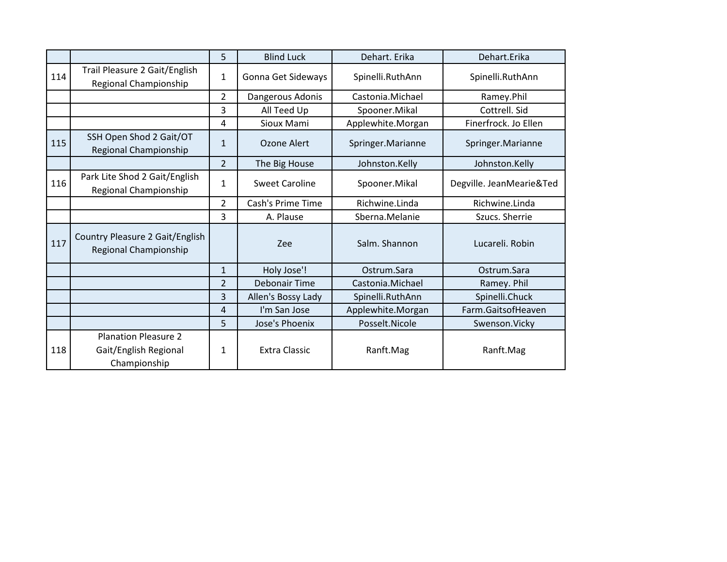| | | | | | |
|---|---|---|---|---|---|
| | | 5 | Blind Luck | Dehart. Erika | Dehart.Erika |
| 114 | Trail Pleasure 2 Gait/English Regional Championship | 1 | Gonna Get Sideways | Spinelli.RuthAnn | Spinelli.RuthAnn |
| | | 2 | Dangerous Adonis | Castonia.Michael | Ramey.Phil |
| | | 3 | All Teed Up | Spooner.Mikal | Cottrell. Sid |
| | | 4 | Sioux Mami | Applewhite.Morgan | Finerfrock. Jo Ellen |
| 115 | SSH Open Shod 2 Gait/OT Regional Championship | 1 | Ozone Alert | Springer.Marianne | Springer.Marianne |
| | | 2 | The Big House | Johnston.Kelly | Johnston.Kelly |
| 116 | Park Lite Shod 2 Gait/English Regional Championship | 1 | Sweet Caroline | Spooner.Mikal | Degville. JeanMearie&Ted |
| | | 2 | Cash's Prime Time | Richwine.Linda | Richwine.Linda |
| | | 3 | A. Plause | Sberna.Melanie | Szucs. Sherrie |
| 117 | Country Pleasure 2 Gait/English Regional Championship | | Zee | Salm. Shannon | Lucareli. Robin |
| | | 1 | Holy Jose'! | Ostrum.Sara | Ostrum.Sara |
| | | 2 | Debonair Time | Castonia.Michael | Ramey. Phil |
| | | 3 | Allen's Bossy Lady | Spinelli.RuthAnn | Spinelli.Chuck |
| | | 4 | I'm San Jose | Applewhite.Morgan | Farm.GaitsofHeaven |
| | | 5 | Jose's Phoenix | Posselt.Nicole | Swenson.Vicky |
| 118 | Planation Pleasure 2 Gait/English Regional Championship | 1 | Extra Classic | Ranft.Mag | Ranft.Mag |